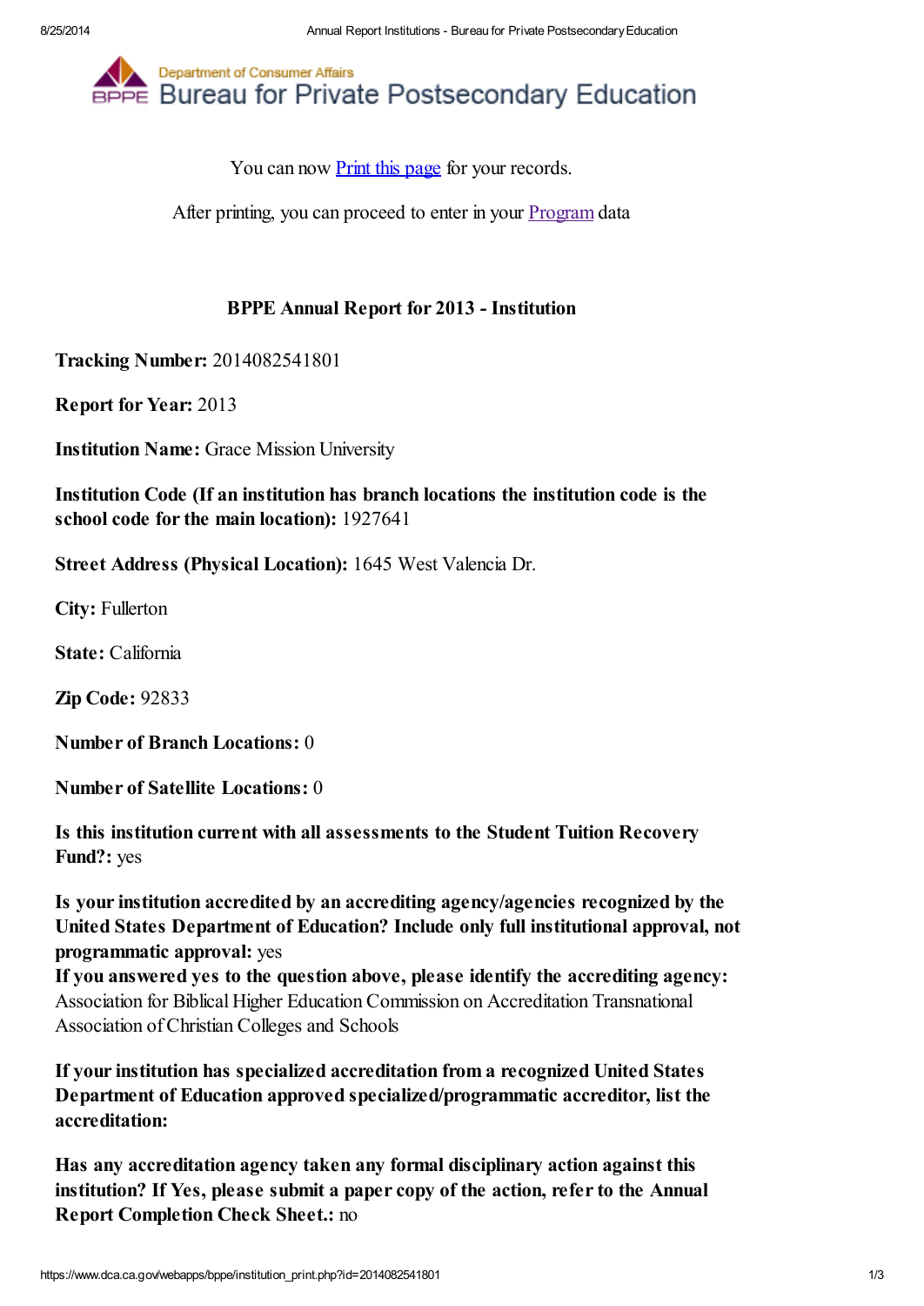Department of Consumer Affairs

# Bureau for Private Postsecondary Education

You can now Print this page for your records.

After printing, you can proceed to enter in your Program data

## BPPE Annual Report for 2013 - Institution

**Tracking Number:** 2014082541801

**Report for Year:** 2013

**Institution Name:** Grace Mission University

**Institution Code (If an institution has branch locations the institution code is the school code for the main location):** 1927641

**Street Address (Physical Location):** 1645 West Valencia Dr.

**City:** Fullerton

**State:** California

**Zip Code:** 92833

**Number of Branch Locations:** 0

**Number of Satellite Locations:** 0

**Is this institution current with all assessments to the Student Tuition Recovery Fund?:** yes

**Is your institution accredited by an accrediting agency/agencies recognized by the United States Department of Education? Include only full institutional approval, not programmatic approval:** yes
**If you answered yes to the question above, please identify the accrediting agency:** Association for Biblical Higher Education Commission on Accreditation Transnational Association of Christian Colleges and Schools

**If your institution has specialized accreditation from a recognized United States Department of Education approved specialized/programmatic accreditor, list the accreditation:**

**Has any accreditation agency taken any formal disciplinary action against this institution? If Yes, please submit a paper copy of the action, refer to the Annual Report Completion Check Sheet.:** no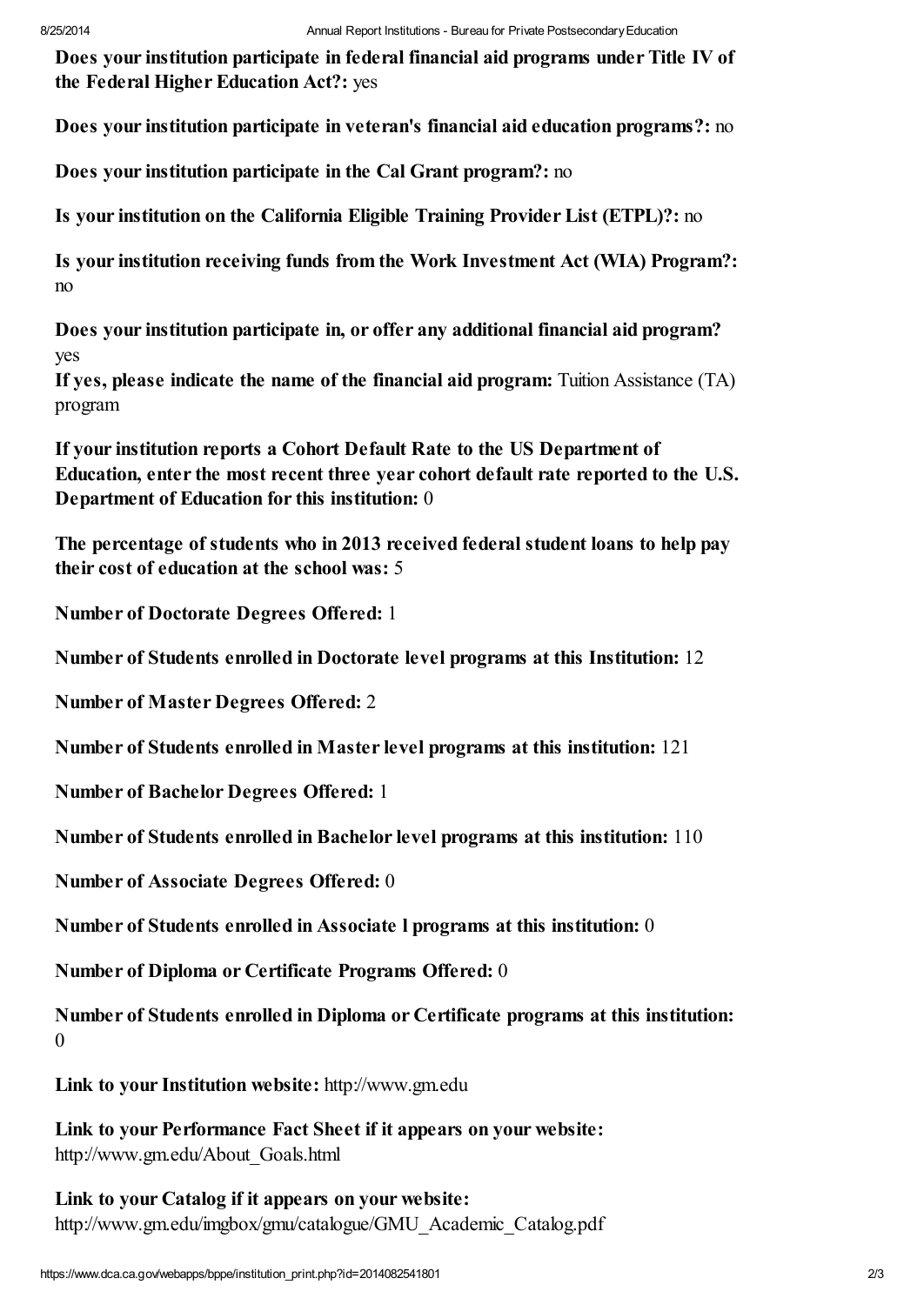**Does your institution participate in federal financial aid programs under Title IV of the Federal Higher Education Act?:** yes

**Does your institution participate in veteran's financial aid education programs?:** no

**Does your institution participate in the Cal Grant program?:** no

**Is your institution on the California Eligible Training Provider List (ETPL)?:** no

**Is your institution receiving funds from the Work Investment Act (WIA) Program?:** no

**Does your institution participate in, or offer any additional financial aid program?** yes

**If yes, please indicate the name of the financial aid program:** Tuition Assistance (TA) program

**If your institution reports a Cohort Default Rate to the US Department of Education, enter the most recent three year cohort default rate reported to the U.S. Department of Education for this institution:** 0

**The percentage of students who in 2013 received federal student loans to help pay their cost of education at the school was:** 5

**Number of Doctorate Degrees Offered:** 1

**Number of Students enrolled in Doctorate level programs at this Institution:** 12

**Number of Master Degrees Offered:** 2

**Number of Students enrolled in Master level programs at this institution:** 121

**Number of Bachelor Degrees Offered:** 1

**Number of Students enrolled in Bachelor level programs at this institution:** 110

**Number of Associate Degrees Offered:** 0

**Number of Students enrolled in Associate l programs at this institution:** 0

**Number of Diploma or Certificate Programs Offered:** 0

**Number of Students enrolled in Diploma or Certificate programs at this institution:** 0

**Link to your Institution website:** http://www.gm.edu

**Link to your Performance Fact Sheet if it appears on your website:** http://www.gm.edu/About_Goals.html

**Link to your Catalog if it appears on your website:** http://www.gm.edu/imgbox/gmu/catalogue/GMU_Academic_Catalog.pdf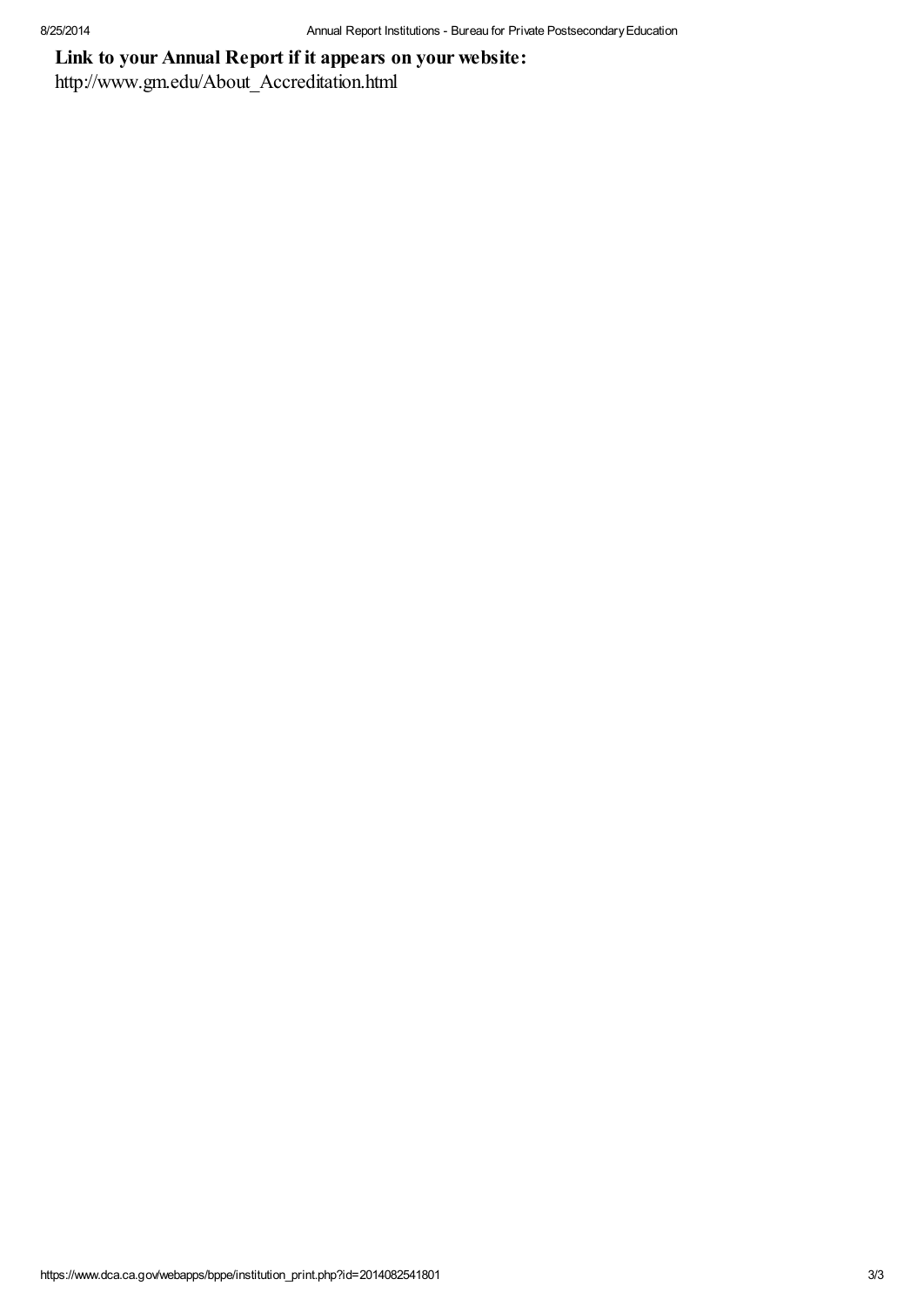**Link to your Annual Report if it appears on your website:**

http://www.gm.edu/About_Accreditation.html